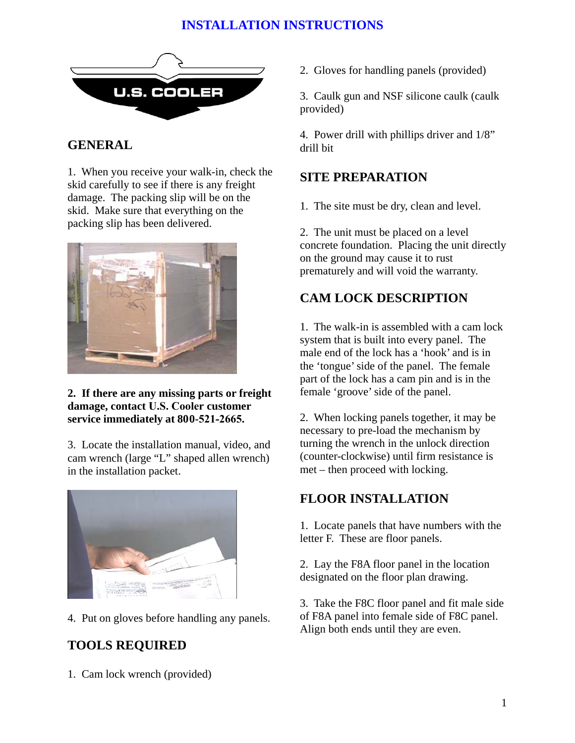# INSTALLATION INSTRUCTIONS

U.S. COOLER

## GENERAL

1. When you receive your walk-in, check the skid carefully to see if there is any freight damage. The packing slip will be on the skid. Make sure that everything on the packing slip has been delivered.

**2. If there are any missing parts or freight damage, contact U.S. Cooler customer service immediately at 800-521-2665.**

3. Locate the installation manual, video, and cam wrench (large "L" shaped allen wrench) in the installation packet.

4. Put on gloves before handling any panels.

## TOOLS REQUIRED

1. Cam lock wrench (provided)

2. Gloves for handling panels (provided)

3. Caulk gun and NSF silicone caulk (caulk provided)

4. Power drill with phillips driver and 1/8" drill bit

## SITE PREPARATION

1. The site must be dry, clean and level.

2. The unit must be placed on a level concrete foundation. Placing the unit directly on the ground may cause it to rust prematurely and will void the warranty.

## CAM LOCK DESCRIPTION

1. The walk-in is assembled with a cam lock system that is built into every panel. The male end of the lock has a 'hook' and is in the 'tongue' side of the panel. The female part of the lock has a cam pin and is in the female 'groove' side of the panel.

2. When locking panels together, it may be necessary to pre-load the mechanism by turning the wrench in the unlock direction (counter-clockwise) until firm resistance is met – then proceed with locking.

## FLOOR INSTALLATION

1. Locate panels that have numbers with the letter F. These are floor panels.

2. Lay the F8A floor panel in the location designated on the floor plan drawing.

3. Take the F8C floor panel and fit male side of F8A panel into female side of F8C panel. Align both ends until they are even.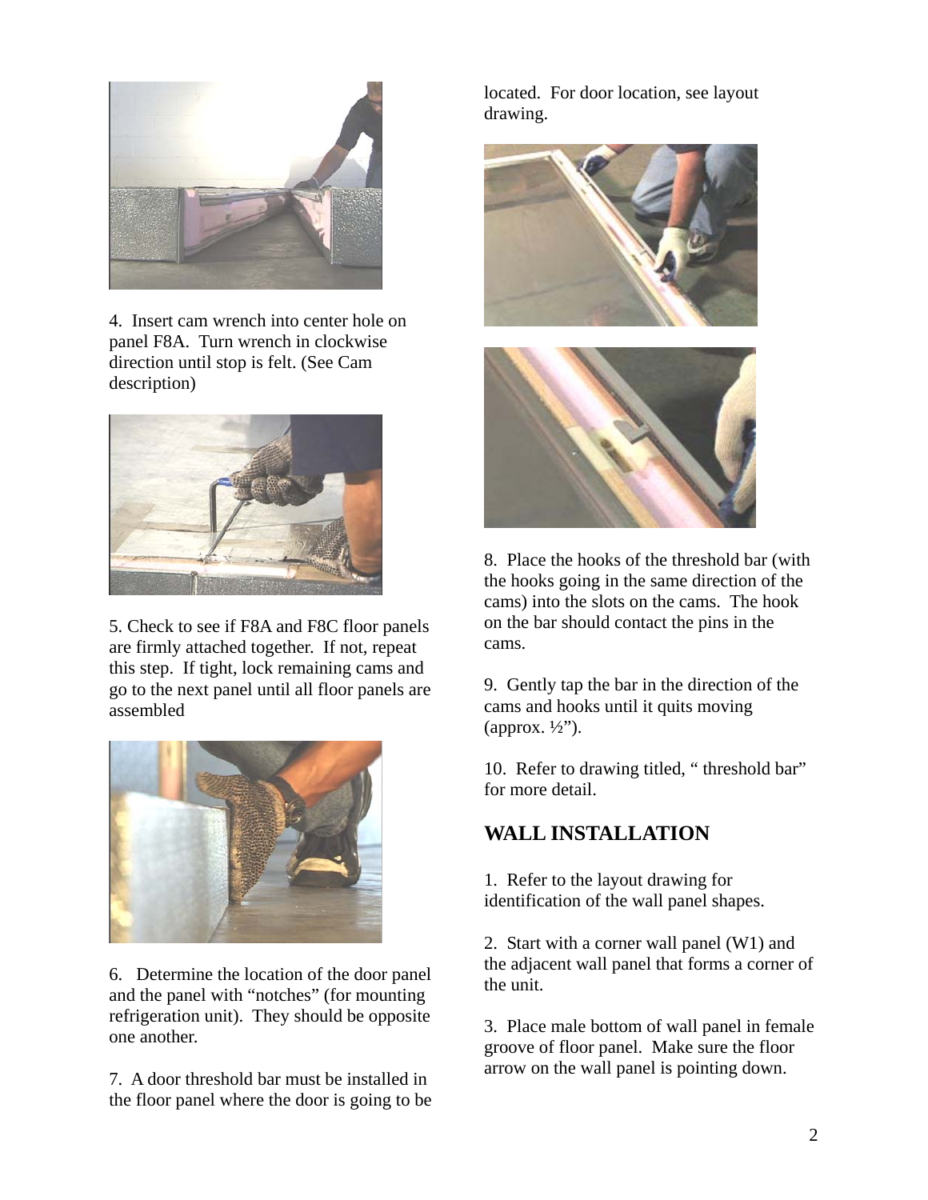4. Insert cam wrench into center hole on panel F8A. Turn wrench in clockwise direction until stop is felt. (See Cam description)

5. Check to see if F8A and F8C floor panels are firmly attached together. If not, repeat this step. If tight, lock remaining cams and go to the next panel until all floor panels are assembled

6. Determine the location of the door panel and the panel with "notches" (for mounting refrigeration unit). They should be opposite one another.

7. A door threshold bar must be installed in the floor panel where the door is going to be located. For door location, see layout drawing.

8. Place the hooks of the threshold bar (with the hooks going in the same direction of the cams) into the slots on the cams. The hook on the bar should contact the pins in the cams.

9. Gently tap the bar in the direction of the cams and hooks until it quits moving (approx. ½").

10. Refer to drawing titled, " threshold bar" for more detail.

## WALL INSTALLATION

1. Refer to the layout drawing for identification of the wall panel shapes.

2. Start with a corner wall panel (W1) and the adjacent wall panel that forms a corner of the unit.

3. Place male bottom of wall panel in female groove of floor panel. Make sure the floor arrow on the wall panel is pointing down.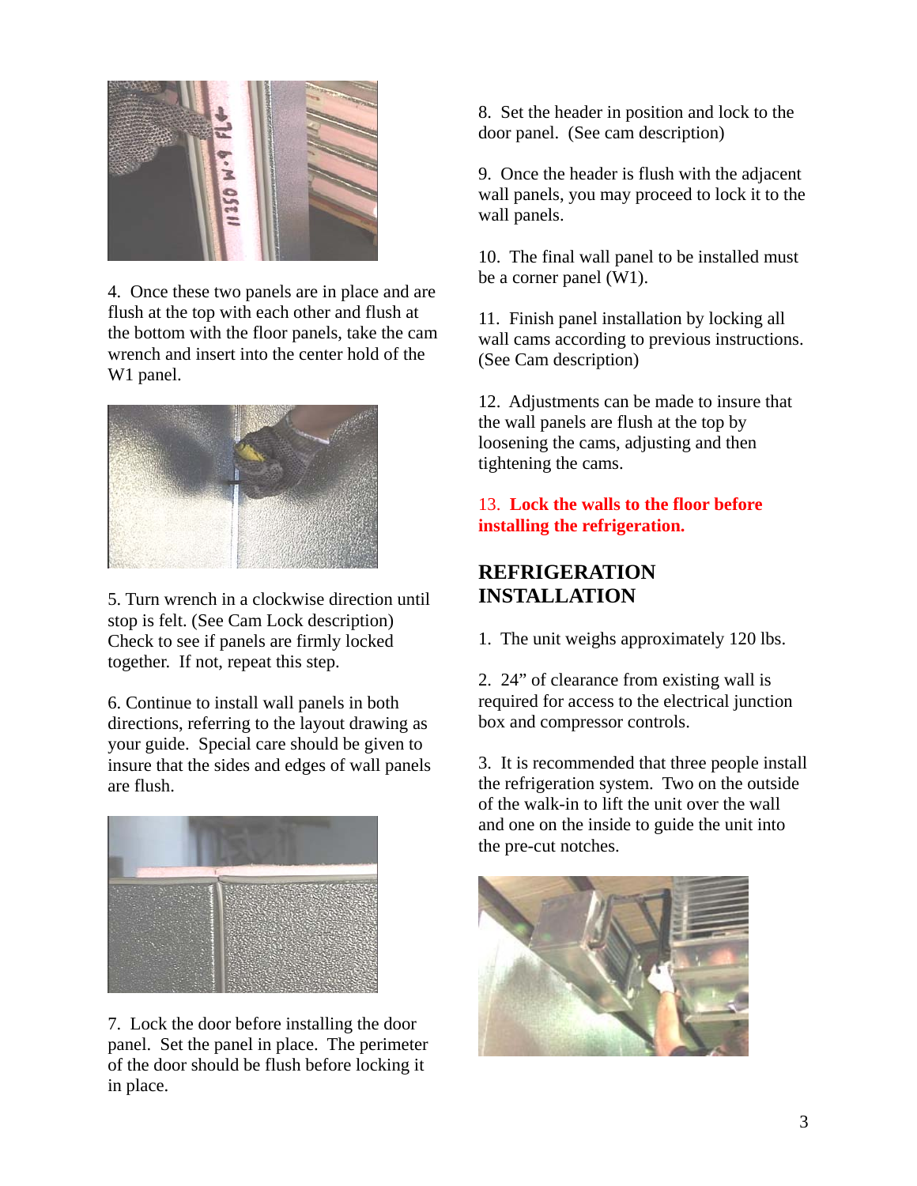4. Once these two panels are in place and are flush at the top with each other and flush at the bottom with the floor panels, take the cam wrench and insert into the center hold of the W1 panel.

5. Turn wrench in a clockwise direction until stop is felt. (See Cam Lock description) Check to see if panels are firmly locked together. If not, repeat this step.

6. Continue to install wall panels in both directions, referring to the layout drawing as your guide. Special care should be given to insure that the sides and edges of wall panels are flush.

7. Lock the door before installing the door panel. Set the panel in place. The perimeter of the door should be flush before locking it in place.

8. Set the header in position and lock to the door panel. (See cam description)

9. Once the header is flush with the adjacent wall panels, you may proceed to lock it to the wall panels.

10. The final wall panel to be installed must be a corner panel (W1).

11. Finish panel installation by locking all wall cams according to previous instructions. (See Cam description)

12. Adjustments can be made to insure that the wall panels are flush at the top by loosening the cams, adjusting and then tightening the cams.

**13. Lock the walls to the floor before installing the refrigeration.**

## REFRIGERATION INSTALLATION

1. The unit weighs approximately 120 lbs.

2. 24" of clearance from existing wall is required for access to the electrical junction box and compressor controls.

3. It is recommended that three people install the refrigeration system. Two on the outside of the walk-in to lift the unit over the wall and one on the inside to guide the unit into the pre-cut notches.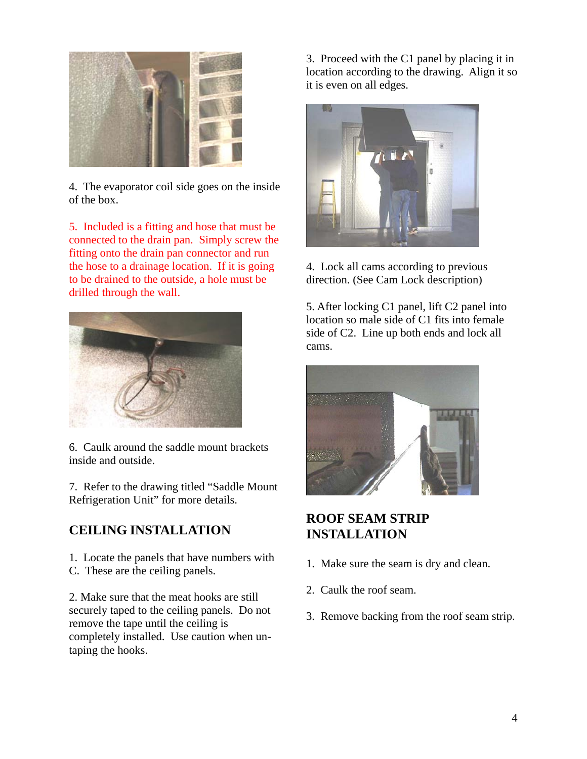4. The evaporator coil side goes on the inside of the box.

5. Included is a fitting and hose that must be connected to the drain pan. Simply screw the fitting onto the drain pan connector and run the hose to a drainage location. If it is going to be drained to the outside, a hole must be drilled through the wall.

6. Caulk around the saddle mount brackets inside and outside.

7. Refer to the drawing titled "Saddle Mount Refrigeration Unit" for more details.

## CEILING INSTALLATION

1. Locate the panels that have numbers with C. These are the ceiling panels.

2. Make sure that the meat hooks are still securely taped to the ceiling panels. Do not remove the tape until the ceiling is completely installed. Use caution when un-taping the hooks.

3. Proceed with the C1 panel by placing it in location according to the drawing. Align it so it is even on all edges.

4. Lock all cams according to previous direction. (See Cam Lock description)

5. After locking C1 panel, lift C2 panel into location so male side of C1 fits into female side of C2. Line up both ends and lock all cams.

## ROOF SEAM STRIP INSTALLATION

1. Make sure the seam is dry and clean.

2. Caulk the roof seam.

3. Remove backing from the roof seam strip.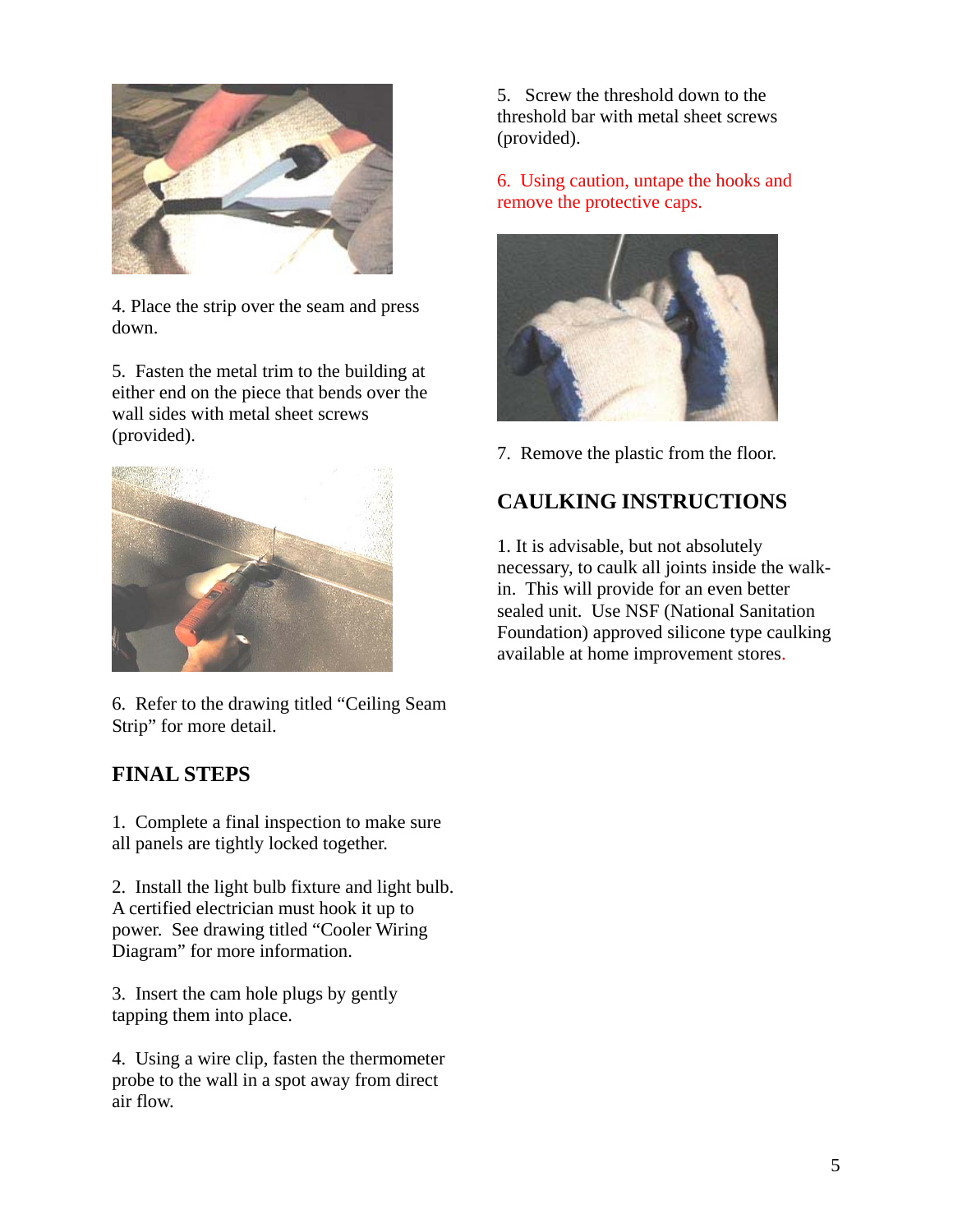4. Place the strip over the seam and press down.

5. Fasten the metal trim to the building at either end on the piece that bends over the wall sides with metal sheet screws (provided).

6. Refer to the drawing titled "Ceiling Seam Strip" for more detail.

## FINAL STEPS

1. Complete a final inspection to make sure all panels are tightly locked together.

2. Install the light bulb fixture and light bulb. A certified electrician must hook it up to power. See drawing titled "Cooler Wiring Diagram" for more information.

3. Insert the cam hole plugs by gently tapping them into place.

4. Using a wire clip, fasten the thermometer probe to the wall in a spot away from direct air flow.

5. Screw the threshold down to the threshold bar with metal sheet screws (provided).

6. Using caution, untape the hooks and remove the protective caps.

7. Remove the plastic from the floor.

## CAULKING INSTRUCTIONS

1. It is advisable, but not absolutely necessary, to caulk all joints inside the walk-in. This will provide for an even better sealed unit. Use NSF (National Sanitation Foundation) approved silicone type caulking available at home improvement stores.